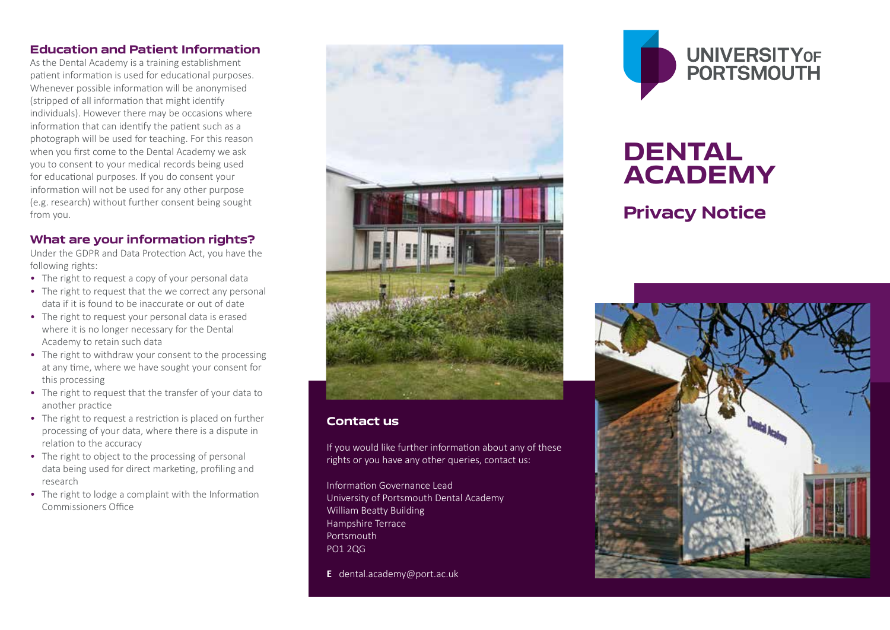## Education and Patient Information

As the Dental Academy is a training establishment patient information is used for educational purposes. Whenever possible information will be anonymised (stripped of all information that might identify individuals). However there may be occasions where information that can identify the patient such as a photograph will be used for teaching. For this reason when you first come to the Dental Academy we ask you to consent to your medical records being used for educational purposes. If you do consent your information will not be used for any other purpose (e.g. research) without further consent being sought from you.

## What are your information rights?

Under the GDPR and Data Protection Act, you have the following rights:

- The right to request a copy of your personal data
- The right to request that the we correct any personal data if it is found to be inaccurate or out of date
- The right to request your personal data is erased where it is no longer necessary for the Dental Academy to retain such data
- The right to withdraw your consent to the processing at any time, where we have sought your consent for this processing
- The right to request that the transfer of your data to another practice
- The right to request a restriction is placed on further processing of your data, where there is a dispute in relation to the accuracy
- The right to object to the processing of personal data being used for direct marketing, profiling and research
- The right to lodge a complaint with the Information Commissioners Office

## Contact us

If you would like further information about any of these rights or you have any other queries, contact us:

Information Governance Lead
University of Portsmouth Dental Academy
William Beatty Building
Hampshire Terrace
Portsmouth
PO1 2QG

**E** dental.academy@port.ac.uk

UNIVERSITY OF PORTSMOUTH

# DENTAL ACADEMY

## Privacy Notice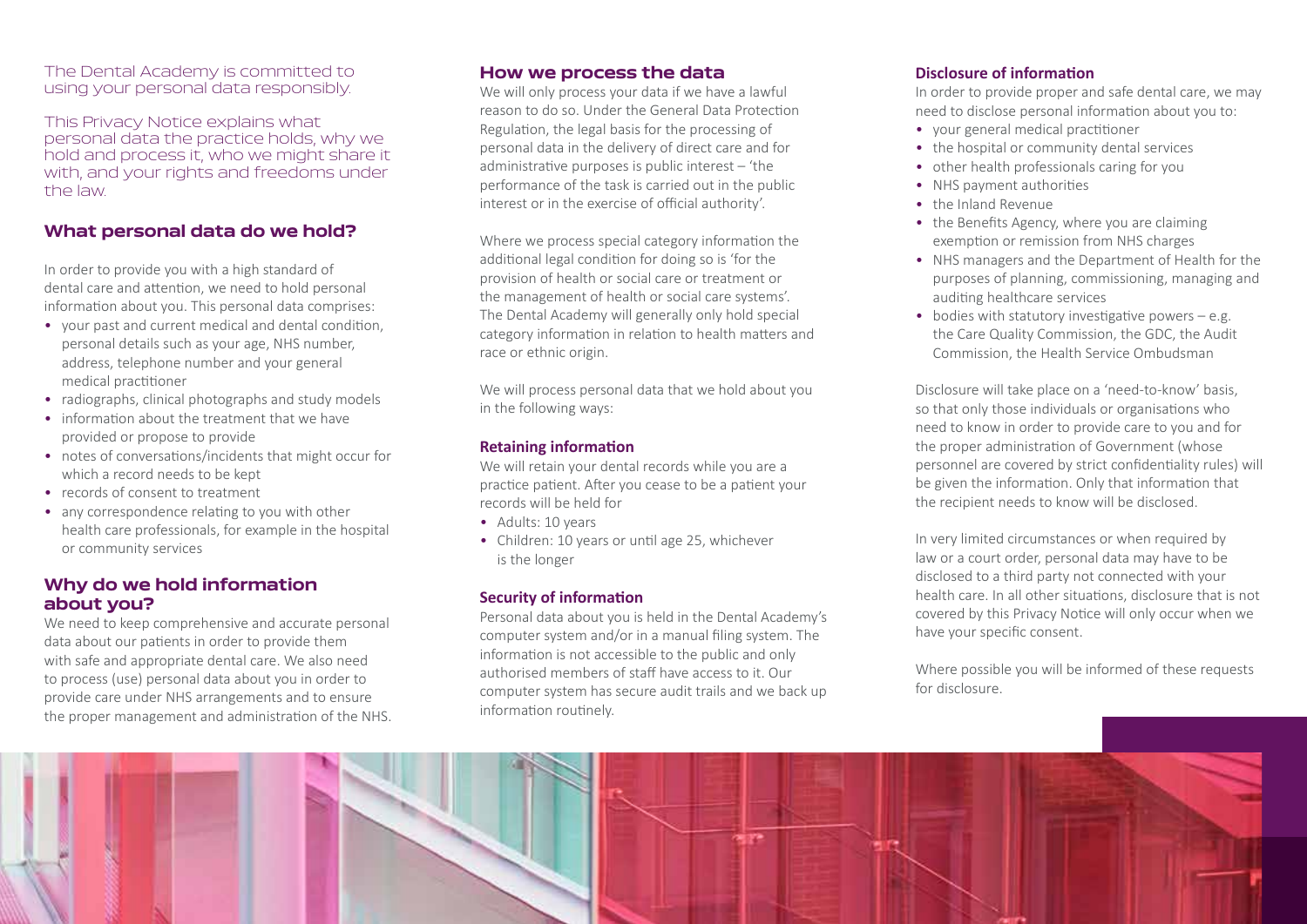The Dental Academy is committed to using your personal data responsibly.

This Privacy Notice explains what personal data the practice holds, why we hold and process it, who we might share it with, and your rights and freedoms under the law.

## What personal data do we hold?

In order to provide you with a high standard of dental care and attention, we need to hold personal information about you. This personal data comprises:

- your past and current medical and dental condition, personal details such as your age, NHS number, address, telephone number and your general medical practitioner
- radiographs, clinical photographs and study models
- information about the treatment that we have provided or propose to provide
- notes of conversations/incidents that might occur for which a record needs to be kept
- records of consent to treatment
- any correspondence relating to you with other health care professionals, for example in the hospital or community services

## Why do we hold information about you?

We need to keep comprehensive and accurate personal data about our patients in order to provide them with safe and appropriate dental care. We also need to process (use) personal data about you in order to provide care under NHS arrangements and to ensure the proper management and administration of the NHS.

## How we process the data

We will only process your data if we have a lawful reason to do so. Under the General Data Protection Regulation, the legal basis for the processing of personal data in the delivery of direct care and for administrative purposes is public interest – 'the performance of the task is carried out in the public interest or in the exercise of official authority'.

Where we process special category information the additional legal condition for doing so is 'for the provision of health or social care or treatment or the management of health or social care systems'. The Dental Academy will generally only hold special category information in relation to health matters and race or ethnic origin.

We will process personal data that we hold about you in the following ways:

### Retaining information

We will retain your dental records while you are a practice patient. After you cease to be a patient your records will be held for

- Adults: 10 years
- Children: 10 years or until age 25, whichever is the longer

### Security of information

Personal data about you is held in the Dental Academy's computer system and/or in a manual filing system. The information is not accessible to the public and only authorised members of staff have access to it. Our computer system has secure audit trails and we back up information routinely.

### Disclosure of information

In order to provide proper and safe dental care, we may need to disclose personal information about you to:

- your general medical practitioner
- the hospital or community dental services
- other health professionals caring for you
- NHS payment authorities
- the Inland Revenue
- the Benefits Agency, where you are claiming exemption or remission from NHS charges
- NHS managers and the Department of Health for the purposes of planning, commissioning, managing and auditing healthcare services
- bodies with statutory investigative powers – e.g. the Care Quality Commission, the GDC, the Audit Commission, the Health Service Ombudsman

Disclosure will take place on a 'need-to-know' basis, so that only those individuals or organisations who need to know in order to provide care to you and for the proper administration of Government (whose personnel are covered by strict confidentiality rules) will be given the information. Only that information that the recipient needs to know will be disclosed.

In very limited circumstances or when required by law or a court order, personal data may have to be disclosed to a third party not connected with your health care. In all other situations, disclosure that is not covered by this Privacy Notice will only occur when we have your specific consent.

Where possible you will be informed of these requests for disclosure.